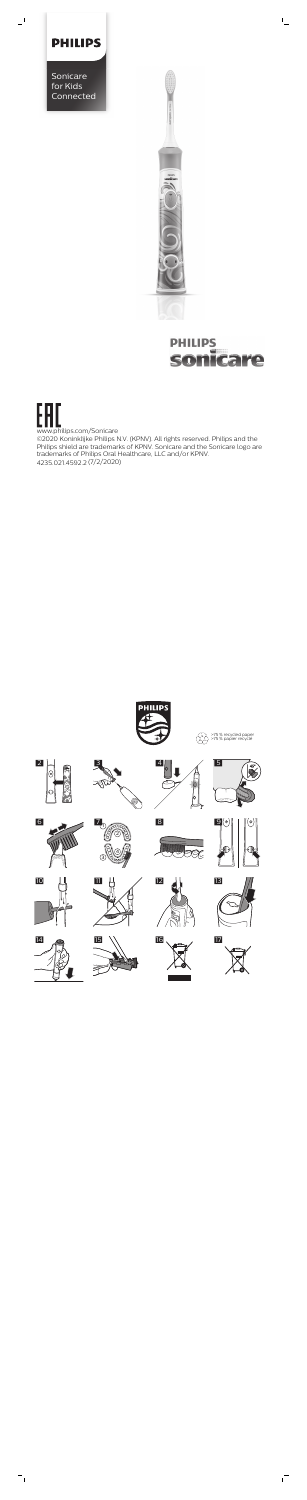PHILIPS

Sonicare
for Kids
Connected

PHILIPS
sonicare

www.philips.com/Sonicare
©2020 Koninklijke Philips N.V. (KPNV). All rights reserved. Philips and the Philips shield are trademarks of KPNV. Sonicare and the Sonicare logo are trademarks of Philips Oral Healthcare, LLC and/or KPNV.
4235.021.4592.2 (7/2/2020)

>75 % recycled paper
>75 % papier recyclé

2 3 4 5

6 7 8 9

10 11 12 13

14 15 16 17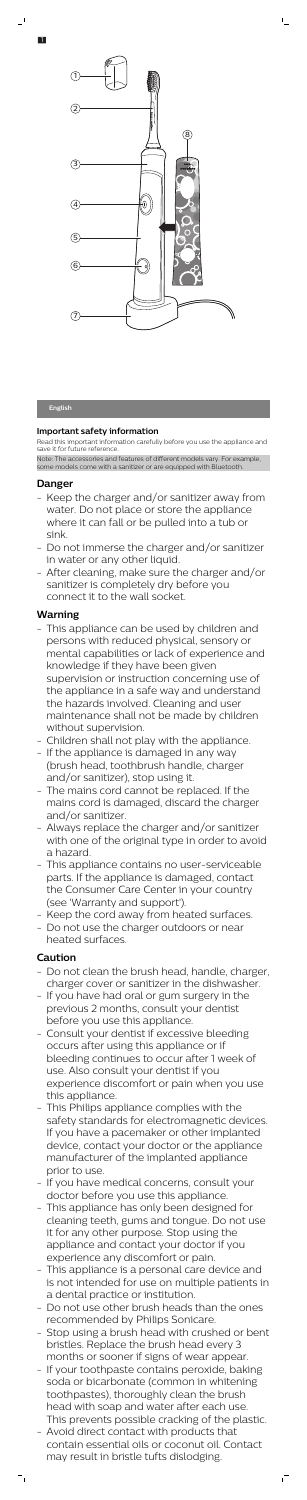English

## Important safety information

Read this important information carefully before you use the appliance and save it for future reference.

Note: The accessories and features of different models vary. For example, some models come with a sanitizer or are equipped with Bluetooth.

### Danger

- Keep the charger and/or sanitizer away from water. Do not place or store the appliance where it can fall or be pulled into a tub or sink.
- Do not immerse the charger and/or sanitizer in water or any other liquid.
- After cleaning, make sure the charger and/or sanitizer is completely dry before you connect it to the wall socket.

### Warning

- This appliance can be used by children and persons with reduced physical, sensory or mental capabilities or lack of experience and knowledge if they have been given supervision or instruction concerning use of the appliance in a safe way and understand the hazards involved. Cleaning and user maintenance shall not be made by children without supervision.
- Children shall not play with the appliance.
- If the appliance is damaged in any way (brush head, toothbrush handle, charger and/or sanitizer), stop using it.
- The mains cord cannot be replaced. If the mains cord is damaged, discard the charger and/or sanitizer.
- Always replace the charger and/or sanitizer with one of the original type in order to avoid a hazard.
- This appliance contains no user-serviceable parts. If the appliance is damaged, contact the Consumer Care Center in your country (see 'Warranty and support').
- Keep the cord away from heated surfaces.
- Do not use the charger outdoors or near heated surfaces.

### Caution

- Do not clean the brush head, handle, charger, charger cover or sanitizer in the dishwasher.
- If you have had oral or gum surgery in the previous 2 months, consult your dentist before you use this appliance.
- Consult your dentist if excessive bleeding occurs after using this appliance or if bleeding continues to occur after 1 week of use. Also consult your dentist if you experience discomfort or pain when you use this appliance.
- This Philips appliance complies with the safety standards for electromagnetic devices. If you have a pacemaker or other implanted device, contact your doctor or the appliance manufacturer of the implanted appliance prior to use.
- If you have medical concerns, consult your doctor before you use this appliance.
- This appliance has only been designed for cleaning teeth, gums and tongue. Do not use it for any other purpose. Stop using the appliance and contact your doctor if you experience any discomfort or pain.
- This appliance is a personal care device and is not intended for use on multiple patients in a dental practice or institution.
- Do not use other brush heads than the ones recommended by Philips Sonicare.
- Stop using a brush head with crushed or bent bristles. Replace the brush head every 3 months or sooner if signs of wear appear.
- If your toothpaste contains peroxide, baking soda or bicarbonate (common in whitening toothpastes), thoroughly clean the brush head with soap and water after each use. This prevents possible cracking of the plastic.
- Avoid direct contact with products that contain essential oils or coconut oil. Contact may result in bristle tufts dislodging.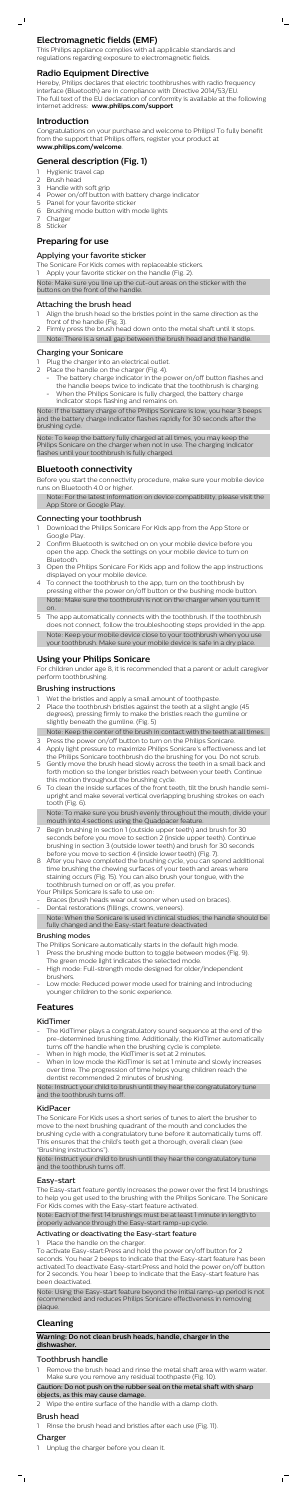## Electromagnetic fields (EMF)

This Philips appliance complies with all applicable standards and regulations regarding exposure to electromagnetic fields.

## Radio Equipment Directive

Hereby, Philips declares that electric toothbrushes with radio frequency interface (Bluetooth) are in compliance with Directive 2014/53/EU. The full text of the EU declaration of conformity is available at the following internet address: **www.philips.com/support**

## Introduction

Congratulations on your purchase and welcome to Philips! To fully benefit from the support that Philips offers, register your product at **www.philips.com/welcome**.

## General description (Fig. 1)

1 Hygienic travel cap
2 Brush head
3 Handle with soft grip
4 Power on/off button with battery charger indicator
5 Panel for your favorite sticker
6 Brushing mode button with mode lights
7 Charger
8 Sticker

## Preparing for use

### Applying your favorite sticker

The Sonicare For Kids comes with replaceable stickers.

1 Apply your favorite sticker on the handle (Fig. 2).

Note: Make sure you line up the cut-out areas on the sticker with the buttons on the front of the handle.

### Attaching the brush head

1 Align the brush head so the bristles point in the same direction as the front of the handle (Fig. 3).
2 Firmly press the brush head down onto the metal shaft until it stops.

Note: There is a small gap between the brush head and the handle.

### Charging your Sonicare

1 Plug the charger into an electrical outlet.
2 Place the handle on the charger (Fig. 4).
   - The battery charger indicator in the power on/off button flashes and the handle beeps twice to indicate that the toothbrush is charging.
   - When the Philips Sonicare is fully charged, the battery charger indicator stops flashing and remains on.

Note: If the battery charge of the Philips Sonicare is low, you hear 3 beeps and the battery charge indicator flashes rapidly for 30 seconds after the brushing cycle.

Note: To keep the battery fully charged at all times, you may keep the Philips Sonicare on the charger when not in use. The charging indicator flashes until your toothbrush is fully charged.

## Bluetooth connectivity

Before you start the connectivity procedure, make sure your mobile device runs on Bluetooth 4.0 or higher.

Note: For the latest information on device compatibility, please visit the App Store or Google Play.

### Connecting your toothbrush

1 Download the Philips Sonicare For Kids app from the App Store or Google Play.
2 Confirm Bluetooth is switched on on your mobile device before you open the app. Check the settings on your mobile device to turn on Bluetooth.
3 Open the Philips Sonicare For Kids app and follow the app instructions displayed on your mobile device.
4 To connect the toothbrush to the app, turn on the toothbrush by pressing either the power on/off button or the brushing mode button.

Note: Make sure the toothbrush is not on the charger when you turn it on.

5 The app automatically connects with the toothbrush. If the toothbrush does not connect, follow the troubleshooting steps provided in the app.

Note: Keep your mobile device close to your toothbrush when you use your toothbrush. Make sure your mobile device is safe in a dry place.

## Using your Philips Sonicare

For children under age 8, it is recommended that a parent or adult caregiver perform toothbrushing.

### Brushing instructions

1 Wet the bristles and apply a small amount of toothpaste.
2 Place the toothbrush bristles against the teeth at a slight angle (45 degrees), pressing firmly to make the bristles reach the gumline or slightly beneath the gumline (Fig. 5).

Note: Keep the center of the brush in contact with the teeth at all times.

3 Press the power on/off button to turn on the Philips Sonicare.
4 Apply light pressure to maximize Philips Sonicare's effectiveness and let the Philips Sonicare toothbrush do the brushing for you. Do not scrub.
5 Gently move the brush head slowly across the teeth in a small back and forth motion so the longer bristles reach between your teeth. Continue this motion throughout the brushing cycle.
6 To clean the inside surfaces of the front teeth, tilt the brush handle semi-upright and make several vertical overlapping brushing strokes on each tooth (Fig. 6).

Note: To make sure you brush evenly throughout the mouth, divide your mouth into 4 sections using the Quadpacer feature.

7 Begin brushing in section 1 (outside upper teeth) and brush for 30 seconds before you move to section 2 (inside upper teeth). Continue brushing in section 3 (outside lower teeth) and brush for 30 seconds before you move to section 4 (inside lower teeth) (Fig. 7).
8 After you have completed the brushing cycle, you can spend additional time brushing the chewing surfaces of your teeth and areas where staining occurs (Fig. 15). You can also brush your tongue, with the toothbrush turned on or off, as you prefer.

Your Philips Sonicare is safe to use on:

- Braces (brush heads wear out sooner when used on braces).
- Dental restorations (fillings, crowns, veneers).

Note: When the Sonicare is used in clinical studies, the handle should be fully charged and the Easy-start feature deactivated.

### Brushing modes

The Philips Sonicare automatically starts in the default high mode.

1 Press the brushing mode button to toggle between modes (Fig. 9). The green mode light indicates the selected mode.
   - High mode: Full-strength mode designed for older/independent brushers.
   - Low mode: Reduced power mode used for training and introducing younger children to the sonic experience.

## Features

### KidTimer

- The KidTimer plays a congratulatory sound sequence at the end of the pre-determined brushing time. Additionally, the KidTimer automatically turns off the handle when the brushing cycle is complete.
- When in high mode, the KidTimer is set at 2 minutes.
- When in low mode the KidTimer is set at 1 minute and slowly increases over time. The progression of time helps young children reach the dentist recommended 2 minutes of brushing.

Note: Instruct your child to brush until they hear the congratulatory tune and the toothbrush turns off.

### KidPacer

The Sonicare For Kids uses a short series of tunes to alert the brusher to move to the next brushing quadrant of the mouth and concludes the brushing cycle with a congratulatory tune before it automatically turns off. This ensures that the child's teeth get a thorough, overall clean (see "Brushing instructions").

Note: Instruct your child to brush until they hear the congratulatory tune and the toothbrush turns off.

### Easy-start

The Easy-start feature gently increases the power over the first 14 brushings to help you get used to the brushing with the Philips Sonicare. The Sonicare For Kids comes with the Easy-start feature activated.

Note: Each of the first 14 brushings must be at least 1 minute in length to properly advance through the Easy-start ramp-up cycle.

### Activating or deactivating the Easy-start feature

1 Place the handle on the charger.

To activate Easy-start:Press and hold the power on/off button for 2 seconds. You hear 2 beeps to indicate that the Easy-start feature has been activated.To deactivate Easy-start:Press and hold the power on/off button for 2 seconds. You hear 1 beep to indicate that the Easy-start feature has been deactivated.

Note: Using the Easy-start feature beyond the initial ramp-up period is not recommended and reduces Philips Sonicare effectiveness in removing plaque.

## Cleaning

**Warning: Do not clean brush heads, handle, charger in the dishwasher.**

### Toothbrush handle

1 Remove the brush head and rinse the metal shaft area with warm water. Make sure you remove any residual toothpaste (Fig. 10).

**Caution: Do not push on the rubber seal on the metal shaft with sharp objects, as this may cause damage.**

2 Wipe the entire surface of the handle with a damp cloth.

### Brush head

1 Rinse the brush head and bristles after each use (Fig. 11).

### Charger

1 Unplug the charger before you clean it.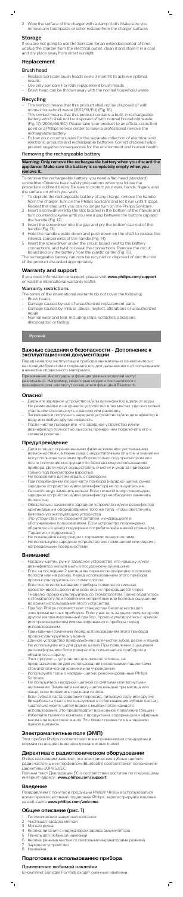2 Wipe the surface of the charger with a damp cloth. Make sure you remove any toothpaste or other residue from the charger surfaces.

## Storage

If you are not going to use the Sonicare for an extended period of time, unplug the charger from the electrical outlet, clean it and store it in a cool and dry place away from direct sunlight.

## Replacement

### Brush head

- Replace Sonicare brush heads every 3 months to achieve optimal results.
- Use only Sonicare For Kids replacement brush heads.
- Brush head can be thrown away with the normal household waste.

## Recycling

- This symbol means that this product shall not be disposed of with normal household waste (2012/19/EU) (Fig. 16).
- This symbol means that this product contains a built-in rechargeable battery which shall not be disposed of with normal household waste (Fig. 17) (2006/66/EC). Please take your product to an official collection point or a Philips service center to have a professional remove the rechargeable battery.
- Follow your country's rules for the separate collection of electrical and electronic products and rechargeable batteries. Correct disposal helps prevent negative consequences for the environment and human health.

### Removing the rechargeable battery

**Warning: Only remove the rechargeable battery when you discard the appliance. Make sure the battery is completely empty when you remove it.**

To remove the rechargeable battery, you need a flat-head (standard) screwdriver. Observe basic safety precautions when you follow the procedure outlined below. Be sure to protect your eyes, hands, fingers, and the surface on which you work.

1 To deplete the rechargeable battery of any charge, remove the handle from the charger, turn on the Philips Sonicare and let it run until it stops. Repeat this step until you can no longer turn on the Philips Sonicare.
2 Insert a screwdriver into the slot located in the bottom of the handle and turn counterclockwise until you see a gap between the bottom cap and the handle (Fig. 12).
3 Insert the screwdriver into the gap and pry the bottom cap out of the handle (Fig. 13).
4 Hold the handle upside down and push down on the shaft to release the internal components of the handle (Fig. 14).
5 Insert the screwdriver under the circuit board, next to the battery connections, and twist to break the connections. Remove the circuit board and pry the battery from the plastic carrier (Fig. 15).

The rechargeable battery can now be recycled or disposed of and the rest of the product discarded appropriately.

## Warranty and support

If you need information or support, please visit **www.philips.com/support** or read the international warranty leaflet.

### Warranty restrictions

The terms of the international warranty do not cover the following:
- Brush heads.
- Damage caused by use of unauthorized replacement parts.
- Damage caused by misuse, abuse, neglect, alterations or unauthorized repair.
- Normal wear and tear, including chips, scratches, abrasions, discoloration or fading.

**Русский**

## Важные сведения о безопасности - Дополнение к эксплуатационной документации

Перед началом эксплуатации прибора внимательно ознакомьтесь с настоящим буклетом и сохраните его для дальнейшего использования в качестве справочного материала.

Примечание. Аксессуары и функции разных моделей могут различаться. Например, некоторые модели поставляются с дезинфектором или могут оснащаться функцией Bluetooth.

### Опасно!

- Держите зарядное устройство и/или дезинфектор вдали от воды. Не размещайте и не храните устройство в тех местах, где оно может упасть или соскользнуть в ванную или раковину.
- Запрещается погружать зарядное устройство и/или дезинфектор в воду или любую другую жидкость.
- После чистки проверьте, что зарядное устройство и/или дезинфектор полностью высохли, прежде чем подключать его к сетевой розетке.

### Предупреждение

- Дети и лица с ограниченными физическими или умственными возможностями, а также лица с недостаточным опытом и знаниями могут пользоваться этим прибором только под присмотром или после получения инструкций по безопасному использованию прибора. Дети могут осуществлять очистку и уход за прибором только под присмотром взрослых.
- Не позволяйте детям играть с прибором.
- При повреждении любой части прибора (насадка-щетка, ручка, зарядное устройство и/или дезинфектор) не пользуйтесь им.
- Сетевой шнур заменить нельзя. Если сетевой шнур поврежден, зарядное устройство и/или дезинфектор необходимо заменить полностью.
- Обязательно заменяйте зарядное устройство и/или дезинфектор оригинальным оборудованием того же типа, чтобы обеспечить безопасную эксплуатацию устройства.
- Это устройство не содержит деталей, нуждающихся в обслуживании пользователем. Если устройство повреждено, обратитесь в центр поддержки потребителей в вашей стране (см. "Гарантия и поддержка").
- Не помещайте шнур рядом с горячими поверхностями.
- Не используйте зарядное устройство вне помещения или рядом с нагреваемыми поверхностями.

### Внимание!

- Насадку-щетку, ручку, зарядное устройство, его крышку и/или дезинфектор нельзя мыть в посудомоечной машине.
- Если за последние 2 месяца вы переносили операцию в ротовой полости или на деснах, перед использованием этого прибора проконсультируйтесь со стоматологом.
- Если после использования прибора появляется сильная кровоточивость десен или если она не прекращается через 1 неделю, проконсультируйтесь со стоматологом. Также обратитесь к стоматологу при появлении неприятных или болевых ощущений во время использования этого устройства.
- Прибор Philips соответствует стандартам безопасности для электромагнитных приборов. Если у вас есть кардиостимулятор или другой имплантированный прибор, проконсультируйтесь с врачом или производителем имплантированного прибора перед использованием.
- При наличии сомнений перед использованием этого прибора проконсультируйтесь у врача.
- Данное устройство предназначено для чистки зубов, десен и языка. Не используйте его для других целей. При появлении ощущения дискомфорта или боли прекратите пользоваться прибором и обратитесь к врачу.
- Этот продукт — устройство для личной гигиены, не предназначенное для использования несколькими пациентами стоматологической клиники или учреждения.
- Используйте только насадки-щетки, рекомендованные Philips Sonicare.
- Не пользуйтесь насадкой-щеткой со смятыми или загнутыми щетинками. Заменяйте насадку-щетку каждые три месяца или чаще, если появились признаки износа.
- Если зубная паста содержит перекись, пищевую соду или другие бикарбонаты (часто используемые в отбеливающих зубных пастах), тщательно мойте щетку водой с мылом после каждого использования. Это предотвратит возможное появление трещин.
- Избегайте прямого контакта с продуктами, содержащими эфирные масла или кокосовое масло. Это может привести к выпадению пучков щетинок.

## Электромагнитные поля (ЭМП)

Этот прибор Philips соответствует всем применимым стандартам и нормам по воздействию электромагнитных полей.

## Директива о радиотехническом оборудовании

Philips настоящим заявляет, что электрические зубные щетки с радиочастотным интерфейсом (Bluetooth) соответствуют положениям Директивы 2014/53/EC.

Полный текст Декларации ЕС о соответствии доступен по следующему интернет-адресу: **www.philips.com/support**.

## Введение

Поздравляем с покупкой продукции Philips! Чтобы воспользоваться всеми преимуществами поддержки Philips, зарегистрируйте изделие на веб-сайте **www.philips.com/welcome**.

## Общее описание (рис. 1)

1 Гигиенический защитный колпачок
2 Чистящая насадка мягкая
3 Мягкая ручка
4 Кнопка питания с индикатором заряда аккумулятора
5 Панель для любимой наклейки
6 Кнопка режима чистки со световыми индикаторами режима
7 Зарядное устройство
8 Наклейка

## Подготовка к использованию прибора

### Применение любимой наклейки

В комплект Sonicare For Kids входят сменные наклейки.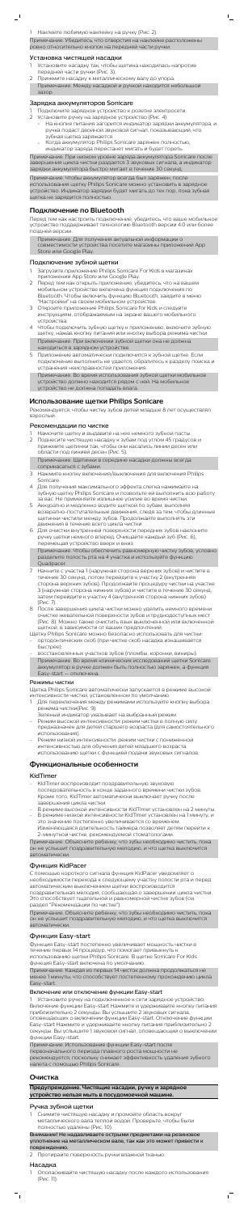1 Наклейте побличную наклейку на ручку (Рис. 2).

Примечание. Убедитесь, что отверстия на наклейке расположены ровно относительно кнопок на передней части ручки.

## Установка чистящей насадки

1 Установите насадку так, чтобы щетина находилась напротив передней части ручки (Рис. 3).
2 Прижмите насадку к металлическому валу до упора.

Примечание. Между насадкой и ручкой находится небольшой зазор.

## Зарядка аккумуляторов Sonicare

1 Подключите зарядное устройство к розетке электросети.
2 Установите ручку на зарядное устройство (Рис. 4).
   - На кнопке питания загорится индикатор зарядки аккумулятора, и ручка подаст двойной звуковой сигнал, показывающий, что зубная щетка заряжается.
   - Когда аккумулятор Philips Sonicare заряжен полностью, индикатор заряда перестанет мигать и будет гореть.

Примечание. При низком уровне заряда аккумулятора Sonicare после завершения цикла чистки раздается 3 звуковых сигнала, а индикатор зарядки аккумулятора быстро мигает в течение 30 секунд.

Примечание. Чтобы аккумулятор всегда был заряжен, после использования щетку Philips Sonicare можно установить в зарядное устройство. Индикатор зарядки будет мигать до тех пор, пока зубная щетка не зарядится полностью.

## Подключение по Bluetooth

Перед тем как настроить подключение, убедитесь, что ваше мобильное устройство поддерживает технологию Bluetooth версии 4.0 или более поздней версии.

Примечание. Для получения актуальной информации о совместимости устройства посетите магазины приложений App Store или Google Play.

## Подключение зубной щетки

1 Загрузите приложение Philips Sonicare For Kids в магазинах приложений App Store или Google Play.
2 Перед тем как открыть приложение, убедитесь, что на вашем мобильном устройстве включена функция подключения по Bluetooth. Чтобы включить функцию Bluetooth, зайдите в меню "Настройки" на своем мобильном устройстве.
3 Откройте приложение Philips Sonicare for Kids и следуйте инструкциям, отображаемым на экране вашего мобильного устройства.
4 Чтобы подключить зубную щетку к приложению, включите зубную щетку, нажав кнопку питания или кнопку выбора режима чистки.

Примечание. При включении зубной щетки она не должна находиться в зарядном устройстве.

5 Приложение автоматически подключится к зубной щетке. Если подключение выполнить не удается, обратитесь к разделу поиска и устранения неисправностей приложения.

Примечание. Во время использования зубной щетки мобильное устройство должно находится рядом с ней. На мобильное устройство не должна попадать влага.

## Использование щетки Philips Sonicare

Рекомендуется, чтобы чистку зубов детей младше 8 лет осуществлял взрослый.

## Рекомендации по чистке

1 Намочите щетку и выдавите на нее немного зубной пасты.
2 Поднесите чистящую насадку к зубам под углом 45 градусов и прижмите щетинки так, чтобы они касались линии десен или области под линией десен (Рис. 5).

Примечание. Щетинки в середине насадки должны всегда соприкасаться с зубами.

3 Нажмите кнопку включения/выключения для включения Philips Sonicare.
4 Для получения максимального эффекта слегка нажимайте на зубную щетку Philips Sonicare и позвольте ей выполнить всю работу за вас. Не применяйте излишнее усилие во время чистки.
5 Аккуратно и медленно водите щеткой по зубам, выполняя возвратно-поступательные движения, следя за тем, чтобы длинные щетинки чистили между зубов. Продолжайте выполнять эти движения в течение всего цикла чистки.
6 Для очистки внутренних поверхностей передних зубов наклоните ручку щетки немного вперед. Очищайте каждый зуб (Рис. 6), перемещая устройство вверх и вниз.

Примечание. Чтобы обеспечить равномерную чистку зубов, условно разделите полость рта на 4 участка и используйте функцию Quadpacer.

7 Начните с участка 1 (наружная сторона верхних зубов) и чистите в течение 30 секунд, потом перейдите к участку 2 (внутренняя сторона верхних зубов). Продолжайте процедуру чистки на участке 3 (наружная сторона нижних зубов) и чистите в течение 30 секунд, затем перейдите к участку 4 (внутренняя сторона нижних зубов) (Рис. 7).
8 После завершения цикла чистки можно уделить немного времени очистке жевательной поверхности зубов и труднодоступных мест (Рис. 8). Можно также очистить язык включенной или выключенной щеткой, в зависимости от ваших предпочтений.

Щетку Philips Sonicare можно безопасно использовать для чистки:
- ортодонтических скоб (при чистке скоб насадка изнашивается быстрее);
- восстановленных участков зубов (пломбы, коронки, виниры).

Примечание. Во время клинических исследований щетки Sonicare аккумулятор в ручке должен быть полностью заряжен, а функция Easy-start – отключена.

## Режимы чистки

Щетка Philips Sonicare автоматически запускается в режиме высокой интенсивности чистки, установленном по умолчанию.

1 Для переключения между режимами используйте кнопку выбора режима чистки (Рис. 9).

Зеленый индикатор указывает на выбранный режим.
- Режим высокой интенсивности: режим чистки в полную силу предназначен для детей старшего возраста (для самостоятельного использования).
- Режим низкой интенсивности: режим чистки с пониженной интенсивностью для обучения детей младшего возраста использованию щетки с функцией подачи звуковых сигналов.

## Функциональные особенности

## KidTimer

- KidTimer воспроизводит последовательную звуковую последовательность в конце заданного времени чистки зубов. Кроме того, KidTimer автоматически выключает ручку после завершения цикла чистки.
- В режиме высокой интенсивности KidTimer установлен на 2 минуты.
- В режиме низкой интенсивности KidTimer установлен на 1 минуту, и это значение постепенно увеличивается со временем. Изменяющаяся длительность таймера позволяет детям перейти к 2-минутной чистке, рекомендуемой стоматологами.

Примечание. Объясните ребенку, что зубы необходимо чистить, пока он не услышит поздравительную мелодию, и что щетка выключится автоматически.

## Функция KidPacer

С помощью короткого сигнала функция KidPacer уведомляет о необходимости перехода к следующему участку полости рта и перед автоматическим выключением щетки воспроизводится поздравительная мелодия, сообщающая о завершении цикла чистки. Это способствует тщательной и равномерной чистке зубов (см. раздел "Рекомендации по чистке").

Примечание. Объясните ребенку, что зубы необходимо чистить, пока он не услышит поздравительную мелодию, и что щетка выключится автоматически.

## Функция Easy-start

Функция Easy-start постепенно увеличивает мощность чистки в течение первых 14 процедур, что помогает привыкнуть к использованию щетки Philips Sonicare. В щетке Sonicare For Kids функция Easy-start включена по умолчанию.

Примечание. Каждая из первых 14 чисток должна продолжаться не менее 1 минуты, что способствует постепенному прохождению цикла Easy-start.

## Включение или отключение функции Easy-start

1 Установите ручку на подключенное к сети зарядное устройство. Включение функции Easy-start: Нажмите и удерживайте кнопку питания приблизительно 2 секунды. Вы услышите 2 звуковых сигнала, оповещающих о включении функции Easy-start. Отключение функции Easy-start: Нажмите и удерживайте кнопку питания приблизительно 2 секунды. Вы услышите 1 звуковой сигнал, оповещающий о выключении функции Easy-start.

Примечание. Использование функции Easy-start после первоначального периода плавного роста мощности не рекомендуется, поскольку снижает эффективность удаления зубного налета с помощью Philips Sonicare.

## Очистка

**Предупреждение. Чистящие насадки, ручку и зарядное устройство нельзя мыть в посудомоечной машине.**

## Ручка зубной щетки

1 Снимите чистящую насадку и промойте область вокруг металлического вала теплой водой. Проверьте, чтобы были полностью удалены (Рис. 10).

**Внимание! Не надавливайте острым предметом на резиновое уплотнение на металлическом вале, так как это может привести к повреждению.**

2 Протирайте поверхность ручки влажной тканью.

## Насадка

1 Ополаскивайте чистящую насадку после каждого использования (Рис. 11).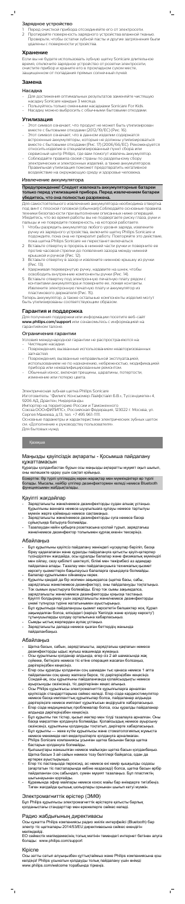## Зарядное устройство

1. Перед очисткой прибора отсоедините его от электросети.
2. Протрите поверхность зарядного устройства влажной тканью. Проверьте, чтобы остатки зубной пасты и другие загрязнения были удалены с поверхности устройства.

## Хранение

Если вы не будете использовать зубную щетку Sonicare длительное время, отключите зарядное устройство от розетки электросети, очистите прибор и храните его в прохладном сухом месте, защищенном от попадания прямых солнечных лучей.

## Замена

### Насадка

- Для достижения оптимальных результатов заменяйте чистящую насадку Sonicare каждые 3 месяца.
- Пользуйтесь только сменными насадками Sonicare For Kids.
- Насадку можно выбросить с обычными бытовыми отходами.

## Утилизация

- Этот символ означает, что продукт не может быть утилизирован вместе с бытовыми отходами (2012/19/EC) (Рис. 16).
- Этот символ означает, что в данном изделии содержатся встроенные аккумуляторы, которые не должны утилизироваться вместе с бытовыми отходами (Рис. 17) (2006/66/EC). Рекомендуется отнести изделие в специализированный пункт сбора или сервисный центр Philips, где вам помогут извлечь аккумулятор.
- Соблюдайте правила своей страны по раздельному сбору электрических и электронных изделий, а также аккумуляторов. Правильная утилизация поможет предотвратить негативное воздействие на окружающую среду и здоровье человека.

### Извлечение аккумулятора

**Предупреждение! Следует извлекать аккумуляторные батареи только перед утилизацией прибора. Перед извлечением батареи убедитесь, что она полностью разряжена.**

Для самостоятельного извлечения аккумулятора необходима отвертка под винт с плоской головкой (обычная).Соблюдайте основные правила техники безопасности при выполнении описанных ниже операций. Убедитесь, что во время работы вы не подвергаете риску глаза, руки и пальцы и не повредите поверхность, на которой работаете.

1. Чтобы разрядить аккумулятор любого уровня заряда, извлеките ручку из зарядного устройства, включите щетку Philips Sonicare и подождите, пока она не прекратит работу. Повторите это действие, пока щетка Philips Sonicare не перестанет включаться.
2. Вставьте отвертку в прорезь в нижней части ручки и поверните ее против часовой стрелки до появления зазора между нижней крышкой и ручкой (Рис. 12).
3. Вставьте отвертку в зазор и извлеките нижнюю крышку из ручки (Рис. 13).
4. Удерживая перевернутую ручку, надавите на шейку, чтобы освободить внутренние компоненты ручки (Рис. 14).
5. Вставьте отвертку под электронную печатную плату рядом с контактами аккумулятора и поверните ее, ломая контакты. Извлеките электронную печатную плату и аккумулятор из пластикового держателя (Рис. 15).

Теперь аккумулятор, а также остальные компоненты изделия могут быть утилизированы соответствующим образом.

## Гарантия и поддержка

Для получения поддержки или информации посетите веб-сайт **www.philips.com/support** или ознакомьтесь с информацией на гарантийном талоне.

### Ограничения гарантии

Условия международной гарантии не распространяются на:

- Чистящие насадки.
- Повреждения, вызванные использованием неавторизованных запчастей.
- Повреждения, вызванные неправильной эксплуатацией, использованием не по назначению, небрежностью, модификацией прибора или неквалифицированным ремонтом.
- Обычный износ, включая трещины, царапины, потертости, изменение или потерю цвета.

Электрическая зубная щетка Philips Sonicare
Изготовитель: "Филипс Консьюмер Лайфстайл Б.В.", Туссендиепен 4, 9206 АД, Драхтен, Нидерланды.
Импортер на территорию России и Таможенного Союза:ООО«ФИЛИПС», Российская Федерация, 123022 г. Москва, ул. Сергея Макеева, д.13, тел. +7 495 961-1111
Основные параметры и характеристики электрических зубных щеток: см. «Дополнение к руководству пользователя».
Для бытовых нужд.

Қазақша

## Маңызды қауіпсіздік ақпараты - Қосымша пайдалану құжаттамасын

Құралды қолданбастан бұрын осы маңызды ақпаратты мұқият оқып шығып, оны келешекте қарау үшін сақтап қойыңыз.

Ескертпе: Бұл түрлі үлгілердің кейбір сипаттамалық мүмкіндіктері әр түрлі болады. Мысалы, кейбір үлгілер дизенфекторнен келеді немесе Bluetooth функциясымен жабдықталады.

### Қауіпті жағдайлар

- Зарядтағышты және/немесе дезинфекторды суданаулақ ұстаңыз. Құрылғыны ваннаға немесе шұңғылшаға құлауы немесе тартылуы мүмкін жерге қоймаңыз немесе сақтамаңыз.
- Зарядтағышты және/немесе дезинфекторды суға немесе басқа сұйықтыққа батыруға болмайды.
- Тазалаудан кейін қабырға розеткасына қоспай тұрып, зарядтағыш және/немесе дезинфектор толығымен құрғақ екенін тексеріңіз.

### Абайлаңыз

- Бұл құрылғыны қауіпсіз пайдалану жөніндегі нұсқаулар берілген, басқа біреу қадағалаған және құралды пайдалануға қатысты қауіп-қатерлер түсіндірілген жағдайда, осы құралды балалар және физикалық мүмкіндігі мен ойлау, сезу қабілеті шектеулі, білімі мен тәжірибесі аз адамдар пайдалана алады. Тазалау мен пайдаланушыға техникалық қызмет көрсету қызметтерін бақылаусыз балаларға орындауға болмайды.
- Балалар құрылғымен ойнамауы керек.
- Құрылғы қандай да бір жолмен зақымдалса (щетка басы, сабы, зарядтағыш және/немесе дезинфектор), оны пайдалануды тоқтатыңыз.
- Тек ашылмайтын, жөндеуге келмейтін сымдары бар қуаттандыратын сымдары зақымдалса, зарядтағышты және/немесе дезинфекторды қоқысқа тастаңыз.
- Қауіпті болдырмау үшін зарядтағышты және/немесе дезинфекторды үнемі түпнұсқа түріне жаттанымен ауыстырыңыз.
- Бұл құрылғыда пайдаланушы қызмет көрсететін бөлшектер жоқ. Құрал зақымдалған болса, өлімдегі (мысалы 'Келіңдік және қолдау көрсету') тұтынушыларды қолдау орталығына хабарласыңыз.
- Сыртқы ашық жерлерде қолданбаңыз.
- Зарядтағышты далада немесе қызған беттердің жанында пайдаланбаңыз.

### Абайлаңыз

- Щетка басын, сабын, зарядтағышты, зарядтағыш қақпағын немесе дезинфекторды ыдыс жуғыш машинада жумаңыз.
- Осы құрылғыны қолданар алдында, егер соңғы 2 ай шамасында жақ сүйекке, бетіңізге немесе тіс етіне операция жасаған болсаңыз, дәрігеріңізбен кеңесіңіз.
- Егер осы құралды қолданған соң шамадан тыс қанаса немесе 1 апта пайдаланған соң қанау жалғаса берсе, тіс дәрігеріңізбен кеңесіңіз. Сондай-ақ, осы құрылғыны пайдаланғанда қолайсыздықты немесе ауырсынуды сезінсеңіз, тіс дәрігеріңе кеңес алыңыз.
- Осы Philips құрылғысы электромагниттік құрылғыларға арналған қауіпсіздік стандарттарына сәйкес келеді. Егер сізде кардиостимулятор немесе басқа имплантты құрылғылар болса, пайдаланар алдында дәрігеріңізбе немесе имплант құрылғысын өндірушіге хабарласыңыз.
- Егер сізде медициналық проблемалар болса, осы құралды пайдаланар алдында дәрігеріңізбен кеңесіңіз.
- Бұл құрылғы тек тістер, қызыл иектер мен тілді тазалауға арналған. Оны басқа мақсатпен қолдануға болмайды. Қолайсыздық немесе ауырсыну сезінсеңіз, құрылғыны қолдануды тоқтатып, дәрігерге хабарласыңыз.
- Бұл құрылғы — жеке күтім құрылғысы және стоматологиялық жұмыс немесе мекемеде көп емделушілерге қолдануға арналмаған.
- Philips Sonicare компаниясы ұсынған щетка бастарын басқа щетка бастарын қолдануға болады.
- Қылшақтары жаншылған немесе майысқан щетка басын қолданбаңыз. Щетка басын 3 ай сайын немесе тозу белгілері байқалса, одан да ертерек ауыстырыңыз.
- Егер тіс пастасында пероксид, ас немесе екі көмір қышқылды содасы (әдеттегі тіс пасталарында кейбір кездеседі) болса, щетка басын әрбір пайдаланған соң сабынды, сумен мұқият тазалаңыз. Бұл пластиктің шытынауынан қорғайды.
- Құрамында эфир майлары немесе кокос майы бар өнімдерге тигізбеңіз. Тиген жағдайда қылшақ шоғырлары орнынан шығып кетуі мүмкін.

## Электромагниттік өрістер (ЭМӨ)

Бұл Philips құрылғысы электромагниттік өрістерге қатысты барлық қолданыстағы стандарттар мен ережелерге сәйкес келеді.

## Радио жабдығының директивасы

Осы құжатта Philips компаниясы радио жиілік интерфейсі (Bluetooth) бар электр тіс щеткалары 2014/53/EU директивасына сәйкес екендігін мәлімдейді.
ЕО сәйкестік мәлімдемесінің толық мәтіні төмендегі интернет бетінен алуға болады: www.philips.com/support.

## Кіріспе

Осы затты сатып алуыңызбен құттықтаймыз және Philips компаниясына қош келдіңіз! Philips ұсынатын қолдауды толық пайдалану үшін өнімді www.philips.com/welcome торабында тіркеңіз.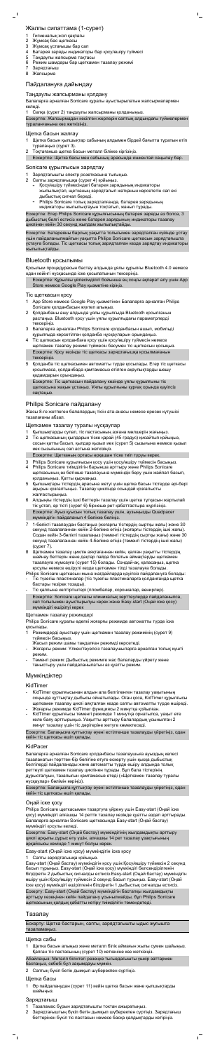# Жалпы сипаттама (1-сурет)

1 Гигиеналық қол қақпағы
2 Жұмсақ бас щеткасы
3 Жұмсақ ұстағышы бар сап
4 Батарея заряды индикаторы бар қосу/өшіру түймесі
5 Тазалау жапсырма тақтасы
6 Режим шамдары бар щеткамен тазалау режимі
7 Зарядтағыш
8 Жапсырма

## Пайдалануға дайындау

### Таңдаулы жапсырманы қолдану

Балаларға арналған Sonicare құралы ауыстырылатын жапсырмалармен келеді.

1 Сапқа (сурет 2) таңдаулы жапсырманы қолданыңыз.

Ескертпе: Жапсырмадан кесілген жерлерін саптың алдындағы түймелермен туралаңыз және жеткізіңіз.

### Щетка басын жалғау

1 Щетка басын қылшықтар сабының алдымен бірдей бағытта тұратын етіп тураланыңыз (сурет 3).
2 Тоқтағанша щетка басын металл білікке кіргізіңіз.

Ескертпе: Щетка басы мен сабының арасында ешкентай саңылау бар.

### Sonicare құрылғысын зарядтау

1 Зарядтағышты электр розеткасына тығыңыз.
2 Сапты зарядтағышқа (сурет 4) қойыңыз.
- Қосу/өшіру түймесіндегі батарея зарядының индикаторы жыпылықтап, щетканың зарядталып жатқанын көрсететін сап екі дыбыстық сигнал береді.
- Philips Sonicare толық зарядталғанда, батарея зарядының индикаторы жыпылықтауын тоқтатып, жанып тұрады.

Ескертпе: Егер Philips Sonicare құрылғысының батарея заряды аз болса, 3 дыбыстық белгі естіліп және батарея зарядының индикаторы тазалау циклінен кейін 30 секунд жылдам жыпылықтайды.

Ескертпе: Батареяны барлық уақытта толығымен зарядталған күйінде ұстау үшін пайдаланылмайтын уақытта Philips Sonicare щеткасын зарядтағышта ұстауға болады. Тіс щеткасы толық зарядталған кезде зарядтау индикаторы жыпылықтайды.

## Bluetooth қосылымы

Қосылым процедурасын бастау алдында ұялы құрылғы Bluetooth 4.0 немесе одан кейінгі нұсқасында іске қосылғанын тексеріңіз.

Ескертпе: Құрылғы үйлесімділігі бойынша ең соңғы ақпарат алу үшін App Store немесе Google Play қызметіне кіріңіз.

### Тіс щеткасын қосу

1 App Store немесе Google Play қызметінен Балаларға арналған Philips Sonicare қолданбасын жүктеп алыңыз.
2 Қолданбаның ашу алдында ұялы құрылғыда Bluetooth қосылғанын растаңыз. Bluetooth қосу үшін ұялы құрылғыдағы параметрлерді тексеріңіз.
3 Балаларға арналған Philips Sonicare қолданбасын ашып, мобильді құрылғыда көрсетілген қосымша нұсқауларын орындаңыз.
4 Тіс щеткасын қолданбаға қосу үшін қосу/өшіру түймесін немесе щеткамен тазалау режимі түймесін басумен тіс щеткасын қосыңыз.

Ескертпе: Қосу кезінде тіс щеткасы зарядталғанда қосылмағанын тексеріңіз.

5 Қолданба тіс щеткасымен автоматты түрде қосылады. Егер тіс щеткасы қосылмаса, қолданбада көрсетілмесе өтілген ақаулықтарды шешу қадамдарын орындаңыз.

Ескертпе: Тіс щеткасын пайдалану кезінде ұялы құрылғыны тіс щеткасына жақын ұстаңыз. Ұялы құрылғыны құрғақ орында қауіпсіз сақтаңыз.

## Philips Sonicare пайдалану

Жасы 8-ге жетпеген балалардың тісін ата-анасы немесе ересек күтушісі тазалағаны абзал.

### Щеткамен тазалау туралы нұсқаулар

1 Қылшықтарды сулап, тіс пастасының азғана мөлшерін жағыңыз.
2 Тіс щеткасының қылшықтарын тіске қарай (45 градус) қисайтып қойыңыз, сосын қатты басып, қылшық қызыл иек (сурет 5) сызығына немесе қызыл иек сызығының сәл астына жеткізіңіз.

Ескертпе: Щетканың ортасы өрешшен тісіне тиіп тұруы керек.

3 Philips Sonicare құрылғысын қосу үшін қосу/өшіру түймесін басыңыз.
4 Philips Sonicare тиімділігін барынша арттыру үшін Philips Sonicare щеткасының өз бетінше тазалауына мүмкіндік беру үшін жайлап басып, қозғалыңыз. Қатты қырмаңыз.
5 Қылшықтары тістердің арасына жетуі үшін щетка басын тістерде ері-бері ақырын қозғалтыңыз. Тазалау циклінде осындай қозғалысты жалғастырыңыз.
6 Алдыңғы тістердің ішкі беттерін тазалау үшін щетканы тұтқасын жартылай тік ұстап, әр тісті (сурет 6) бірнеше рет қабаттастыра жүргізіңіз.

Ескертпе: Ауыз қуысын толық тазалау үшін, ауызыңызды Quadpacer мүмкіндігін пайдаланып 4 бөлікке бөліңіз.

7 1-бөлікті тазалаудан бастаңыз (жоғарғы тістердің сыртқы жағы) және 30 секунд тазалағаннан кейін 2-бөлікке өтіңіз (жоғарғы тістердің ішкі жағы). Содан кейін 3-бөлікті тазалаңыз (төменгі тістердің сыртқы жағы) және 30 секунд тазалағаннан кейін 4-бөлікке өтіңіз (төменгі тістердің ішкі жағы) (сурет 7).
8 Щеткамен тазалау циклін аяқтағаннан кейін, қалған уақытты тістердің шайнау беттерін және дақтар пайда болатын аймақтарды щеткамен тазалауға жұмсауға (сурет 15) болады. Сондай-ақ, қаласаңыз, щетка қосулы немесе өшірулі кезде щеткамен тілді тазалауға болады.

Philips Sonicare щеткасын мына жағдайларда қауіпсіз пайдалануға болады:
- Тіс түзеткіш пластиналар (тіс түзеткіш пластиналарға қолданғанда щетка бастары тезірек тозады).
- Тіс ұялына желтіргіштер (пломбалар, коронкалар, винирлер).

Ескертпе: Sonicare щеткасы клиникалық зерттеулерде пайдаланылса, сап толығымен ауыстырылуы керек және Easy-start (Оңай іске қосу) мүмкіндігі өшірулі керек.

### Щеткамен тазалау режимдері

Philips Sonicare құралы әдепкі жоғарғы режимде автоматты түрде іске қосылады.

1 Режимдерді ауыстыру үшін щеткамен тазалау режимінің (сурет 9) түймесін басыңыз.
Жасыл режим шамы таңдалған режимді көрсетеді.
- Жоғарғы режим: Үлкен тісжегісі тазалаушыларға арналған толық күшті режим.
- Төменгі режим: Дыбыстық режимге жас балаларды үйрету және таныстыру үшін пайдаланылатын аз қуатты режим.

## Мүмкіндіктер

### KidTimer

- KidTimer құрылғысынан алдын ала белгіленген тазалау уақытының соңында құттықтау дыбысы ойнатылады. Оған қоса, KidTimer құрылғысы щеткамен тазалау циклі аяқталған кезде сапты автоматты түрде өшіреді.
- Жоғарғы режимде KidTimer функциясы 2 минутқа қойылған.
- KidTimer құрылғысы төменгі режимде 1 минутқа орнатылса, уақыт өте келе бізге арттырылады. Уақытты арттыру балалардың ұсынылған 2 минут тазалау үшін тіс дағдыларын жетуге көмектеседі.

Ескертпе: Балаңызға құттықтау әуені естілгеннен тазалауды үйретіңіз, одан кейін тіс щеткасы өшіп қалады.

### KidPacer

Балаларға арналған Sonicare қолданбасы тазалаушыға ауыздың келесі тазаланатын төрттен-бір бөлігіне өтуге есептү үшін әуезді дыбыстық белгілерді пайдаланады және автоматты түрде өшіру алдында толық реттеулі щеткамен тазалау циклінен тұрады. Бұл бала тістерінің дұрыстығын, тазалығын қамтамасыз етеді («Щеткамен тазалау туралы нұсқаулар» бөлімін көріңіз).

Ескертпе: Балаңызға құттықтау әуені естілгеннен тазалауды үйретіңіз, одан кейін тіс щеткасы өшіп қалады.

### Оңай іске қосу

Philips Sonicare щеткасымен тазалаутұра үйрену үшін Easy-start (Оңай іске қосу) мүмкіндігі алғашқы 14 реттік тазалау кезінде қуатты аздап арттырады. Балаларға арналған Sonicare щеткасында Easy-start (Оңай бастау) мүмкіндігі қосулы келеді.

Ескертпе: Easy-start (Оңай бастау) мүмкіндігінің кезеңдерінің артуы циклі арқылы дұрыс өту үшін, алғашқы 14 рет тазалау уақытының әрқайсысы кемінде 1 минут болуы керек.

Easy-start (Оңай іске қосу) мүмкіндігін іске қосу

1 Сапты зарядтағышқа қойыңыз.

Easy-start (Оңай іске қосу) мүмкіндігін қосу үшін:Қосу/өшіру түймесін 2 секунд басып тұрыңыз. Easy-start (Оңай іске қосу) мүмкіндігі белсенділігін білдіретін 2 дыбыстық сигналды естисіз.Easy-start (Оңай бастау) мүмкіндігін өшіру үшін:Қосу/өшіру түймесін 2 секунд басып тұрыңыз. Easy-start (Оңай іске қосу) мүмкіндігі өшірілгенін білдіретін 1 дыбыстық сигналды естисіз.

Ескертпе: Easy-start (Оңай бастау) мүмкіндігін бастапқы жылдамдықтан арттыру кезеңінен кейін пайдалану ұсынылмайды, бұл Philips Sonicare щеткасының қолдық қабатты кетіру тиімділігін төмендетеді.

## Тазалау

Ескерту: Щетка бастарын, сапты, зарядтағышты ыдыс жуғышта тазаламаңыз.

### Щетка сабы

1 Щетка басын алыңыз және металл білік аймағын жылы сумен шайыңыз. Қалған тіс пастасының (сурет 10) кетуіне көз жеткізіңіз.

Абайлаңыз: Металл білікті резеңке тығыздағышты үшкір заттармен баспаңыз, себебі бұл зақымдауы мүмкін.

2 Саптың бүкіл бетін дымқыл шүберекпен сүртіңіз.

### Щетка басы

1 Әр пайдаланудан (сурет 11) кейін щетка басын және қылшықтарды шайыңыз.

### Зарядтағыш

1 Тазаламас бұрын зарядтағышты токтан ажыратыңыз.
2 Зарядтағыштың бүкіл бетін дымқыл шүберекпен сүртіңіз. Зарядтағыш беттерінен бүкіл тіс пастасын немесе басқа қалдықтарды кетіріңіз.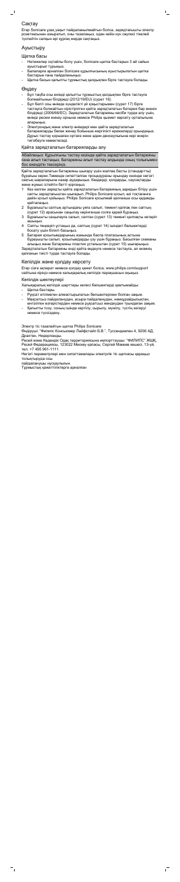## Сақтау

Егер Sonicare ұзақ уақыт пайдаланылмайтын болса, зарядтағышты электр розеткасынан ажыратып, оны тазалаңыз, одан кейін күн сәулесі тікелей түспейтін салқын әрі құрғақ жерде сақтаңыз.

## Ауыстыру

### Щетка басы

- Нәтижелер оңтайлы болу үшін, Sonicare щетка бастарын 3 ай сайын ауыстырып тұрыңыз.
- Балаларға арналған Sonicare құрылғысының ауыстырылатын щетка бастарын ғана пайдаланыңыз.
- Щетка басын қалыпты тұрмыстық қалдықпен бірге тастауға болады.

## Өңдеу

- Бұл таңба осы өнімді қалыпты тұрмыстық қалдықпен бірге тастауға болмайтынын білдіреді (2012/19/EU) (сурет 16).
- Бұл белгі осы өнімде кірістірілген қайта зарядталатын батарея бар екенін білдіреді (2006/66/EC), қалыпты тұрмыстық қалдықпен бірге тастауға болмайтын кіріктірілген қайта зарядталатын батарея бар екенін білдіреді (2006/66/EC). Зарядталатын батареяны кәсіби түрде алу үшін, өнімді ресми жинау орнына немесе Philips қызмет көрсету орталығына апарыңыз.
- Электрондық және электр өнімдері мен қайта зарядталатын батареяларды бөлек жинау бойынша жергілікті ережелерді орындаңыз. Дұрыс тастау қоршаған ортаға және адам денсаулығына кері әсерін тигізбеуге көмектеседі.

### Қайта зарядталатын батареяларды алу

Абайлаңыз: Құрылғыны тастау кезінде қайта зарядталатын батареяны ғана алып тастаңыз. Батареяны алып тастау алдында оның толығымен бос екендігін тексеріңіз.

Қайта зарядталатын батареяны шығару үшін жалпақ басты (стандартты) бұрағыш керек.Төменде сипатталған процедураны орындау кезінде негізгі сақтық шараларына назар аударыңыз. Көздерді, қолдарды, саусақтарды және жұмыс істейтін бетті қорғаңыз.

1. Кез келген зарядты қайта зарядталатын батареяның зарядын бітіру үшін сапты зарядтағыштан шығарып, Philips Sonicare қосып, ол тоқтағанға дейін қосып қойыңыз. Philips Sonicare қосылмай қалғанша осы қадамды қайталаңыз.
2. Бұрағышты саптың артындағы ұяға салып, төменгі қалпақ пен саптың (сурет 12) арасынан саңылау көрінгенше солға қарай бұраңыз.
3. Бұрағышты саңылауға салып, саптан (сурет 13) төменгі қалпақты көтеріп ашыңыз.
4. Сапты төңкеріп ұстаңыз да, саптың (сурет 14) ішіндегі бөлшектерді босату үшін білікті басыңыз.
5. Батарея қосылымдарының жанында баспа платасының астына бұрағышты салып, қосылымдарды үзу үшін бұраңыз. Басылған схеманы алыңыз және батареяны пластик ұстағыштан (сурет 15) шығарыңыз.

Зарядталатын батареяны енді қайта өңдеуге немесе тастауға, ал өнімнің қалғанын тиісті түрде тастауға болады.

## Кепілдік және қолдау көрсету

Егер сізге ақпарат немесе қолдау қажет болса, www.philips.com/support сайтына кіріңіз немесе халықаралық кепілдік парақшасын оқыңыз.

### Кепілдік шектеулері

Халықаралық кепілдік шарттары келесі бөлшектерді қамтымайды:

- Щетка бастары.
- Рұқсат етілмеген алмастырылатын бөлшектерінен болған зақым.
- Мақсатсыз пайдаланудан, асқара пайдаланудан, немқұрайдылықтан, өзгертілген өзгерістерден немесе рұқсатсыз жөндеуден туындаған зақым.
- Қалыпты тозу, соның ішінде кертілу, сырылу, мүжілу, түстің өзгеруі немесе түссіздену.

Электр тіс тазалайтын щетка Philips Sonicare

Өндіруші: "Филипс Консьюмер Лайфстайл Б.В.", Туссендиепен 4, 9206 АД, Драхтен, Нидерланды.

Ресей және Кедендік Одақ территориясына импорттаушы: "ФИЛИПС" ЖШҚ, Ресей Федерациясы, 123022 Мәскеу қаласы, Сергей Макеев көшесі, 13-үй, тел. +7 495 961-1111.

Негізгі параметрлері мен сипаттамалары электрлік тіс щеткасы қараңыз толық/нұрлы осы

пайдаланушы нұсқаулығын.

Тұрмыстық қажеттіліктерге арналған